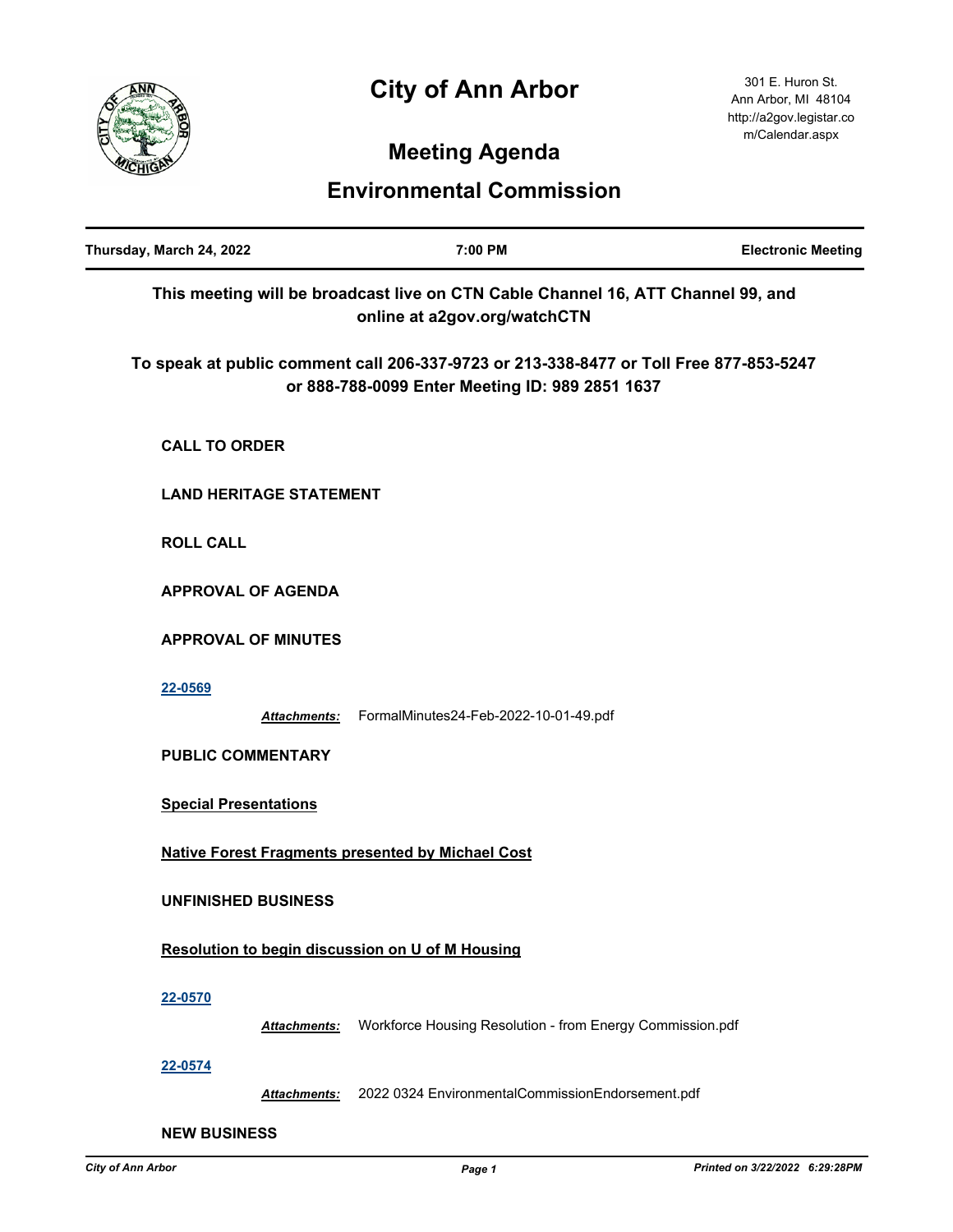# City of Ann Arbor

301 E. Huron St.
Ann Arbor, MI 48104
http://a2gov.legistar.com/Calendar.aspx

## Meeting Agenda

## Environmental Commission

**Thursday, March 24, 2022** | **7:00 PM** | **Electronic Meeting**

**This meeting will be broadcast live on CTN Cable Channel 16, ATT Channel 99, and online at a2gov.org/watchCTN**

**To speak at public comment call 206-337-9723 or 213-338-8477 or Toll Free 877-853-5247 or 888-788-0099 Enter Meeting ID: 989 2851 1637**

**CALL TO ORDER**

**LAND HERITAGE STATEMENT**

**ROLL CALL**

**APPROVAL OF AGENDA**

**APPROVAL OF MINUTES**

**22-0569**

*Attachments:* FormalMinutes24-Feb-2022-10-01-49.pdf

**PUBLIC COMMENTARY**

**Special Presentations**

**Native Forest Fragments presented by Michael Cost**

**UNFINISHED BUSINESS**

**Resolution to begin discussion on U of M Housing**

**22-0570**

*Attachments:* Workforce Housing Resolution - from Energy Commission.pdf

**22-0574**

*Attachments:* 2022 0324 EnvironmentalCommissionEndorsement.pdf

**NEW BUSINESS**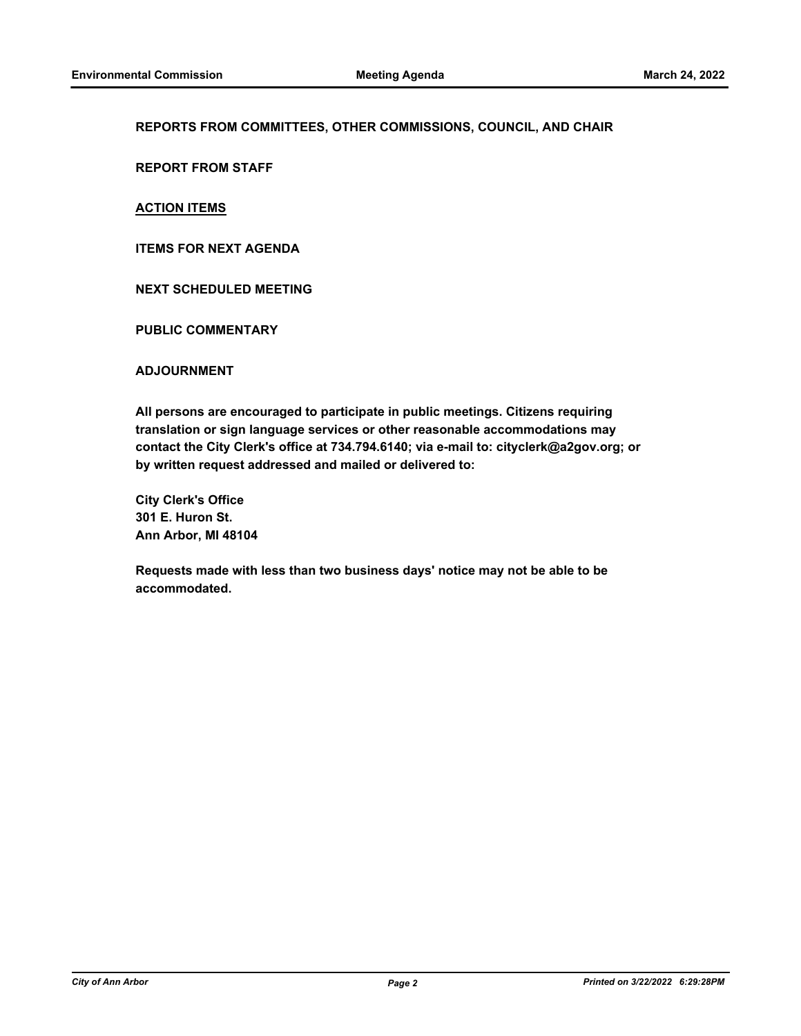**REPORTS FROM COMMITTEES, OTHER COMMISSIONS, COUNCIL, AND CHAIR**

**REPORT FROM STAFF**

**ACTION ITEMS**

**ITEMS FOR NEXT AGENDA**

**NEXT SCHEDULED MEETING**

**PUBLIC COMMENTARY**

**ADJOURNMENT**

**All persons are encouraged to participate in public meetings. Citizens requiring translation or sign language services or other reasonable accommodations may contact the City Clerk's office at 734.794.6140; via e-mail to: cityclerk@a2gov.org; or by written request addressed and mailed or delivered to:**

**City Clerk's Office**
**301 E. Huron St.**
**Ann Arbor, MI 48104**

**Requests made with less than two business days' notice may not be able to be accommodated.**